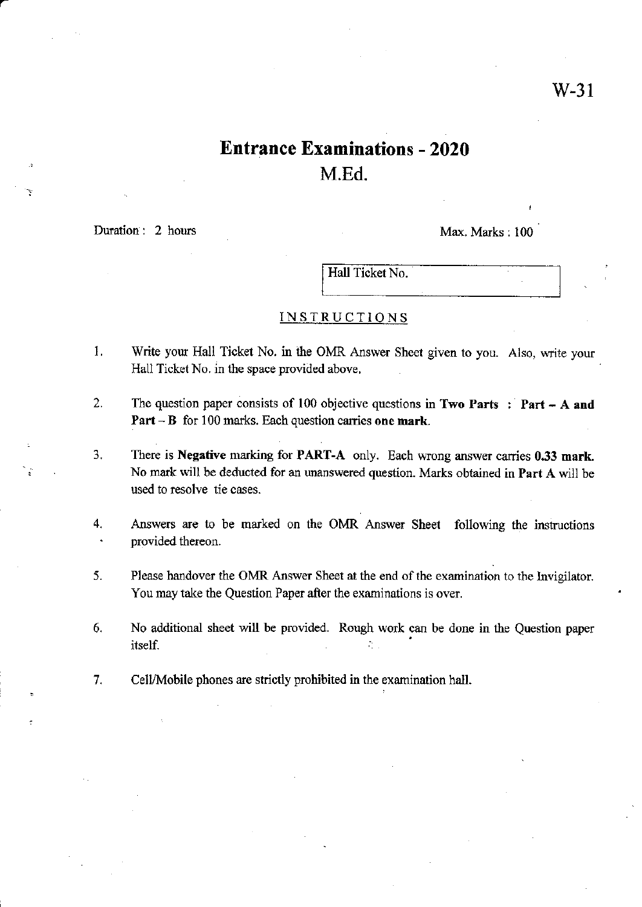W-31

# Entrance Examinations - 2020

## M.Ed.

Duration : 2 hours

Max. Marks : 100

| Hall Ticket No. |
|---|

### INSTRUCTIONS

1. Write your Hall Ticket No. in the OMR Answer Sheet given to you. Also, write your Hall Ticket No. in the space provided above.

2. The question paper consists of 100 objective questions in **Two Parts : Part – A and Part – B** for 100 marks. Each question carries **one mark**.

3. There is **Negative** marking for **PART-A** only. Each wrong answer carries **0.33 mark.** No mark will be deducted for an unanswered question. Marks obtained in **Part A** will be used to resolve tie cases.

4. Answers are to be marked on the OMR Answer Sheet following the instructions provided thereon.

5. Please handover the OMR Answer Sheet at the end of the examination to the Invigilator. You may take the Question Paper after the examinations is over.

6. No additional sheet will be provided. Rough work can be done in the Question paper itself.

7. Cell/Mobile phones are strictly prohibited in the examination hall.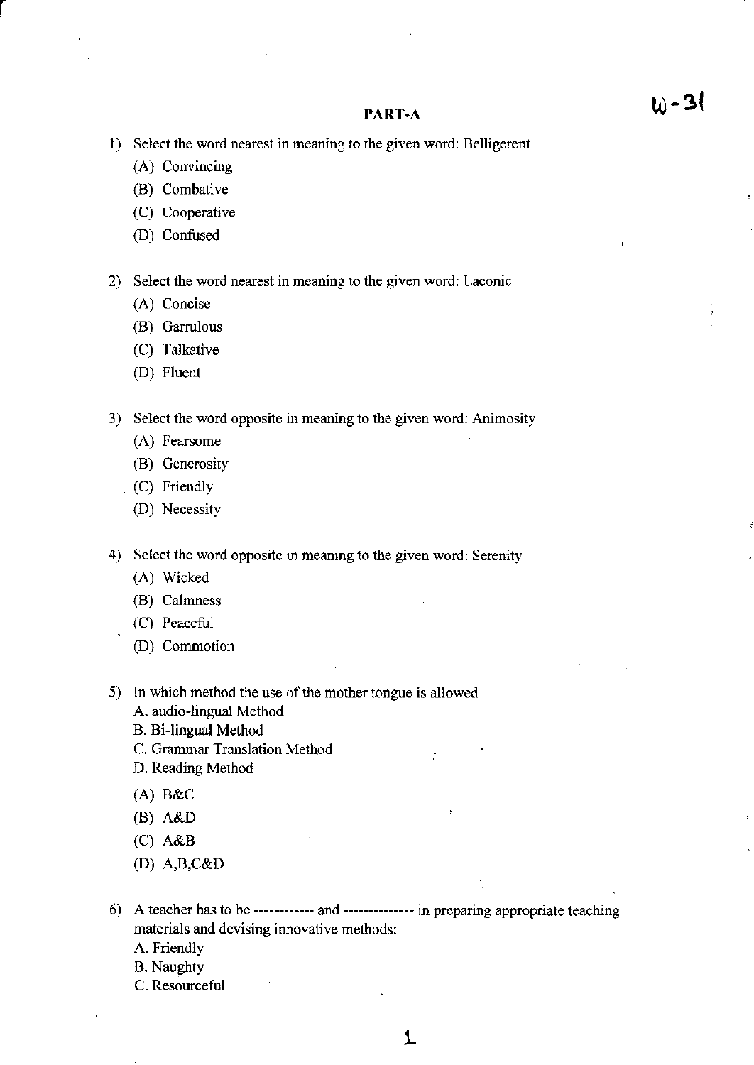## PART-A

W-31

1) Select the word nearest in meaning to the given word: Belligerent
   (A) Convincing
   (B) Combative
   (C) Cooperative
   (D) Confused

2) Select the word nearest in meaning to the given word: Laconic
   (A) Concise
   (B) Garrulous
   (C) Talkative
   (D) Fluent

3) Select the word opposite in meaning to the given word: Animosity
   (A) Fearsome
   (B) Generosity
   (C) Friendly
   (D) Necessity

4) Select the word opposite in meaning to the given word: Serenity
   (A) Wicked
   (B) Calmness
   (C) Peaceful
   (D) Commotion

5) In which method the use of the mother tongue is allowed
   A. audio-lingual Method
   B. Bi-lingual Method
   C. Grammar Translation Method
   D. Reading Method
   (A) B&C
   (B) A&D
   (C) A&B
   (D) A,B,C&D

6) A teacher has to be ----------- and ------------- in preparing appropriate teaching materials and devising innovative methods:
   A. Friendly
   B. Naughty
   C. Resourceful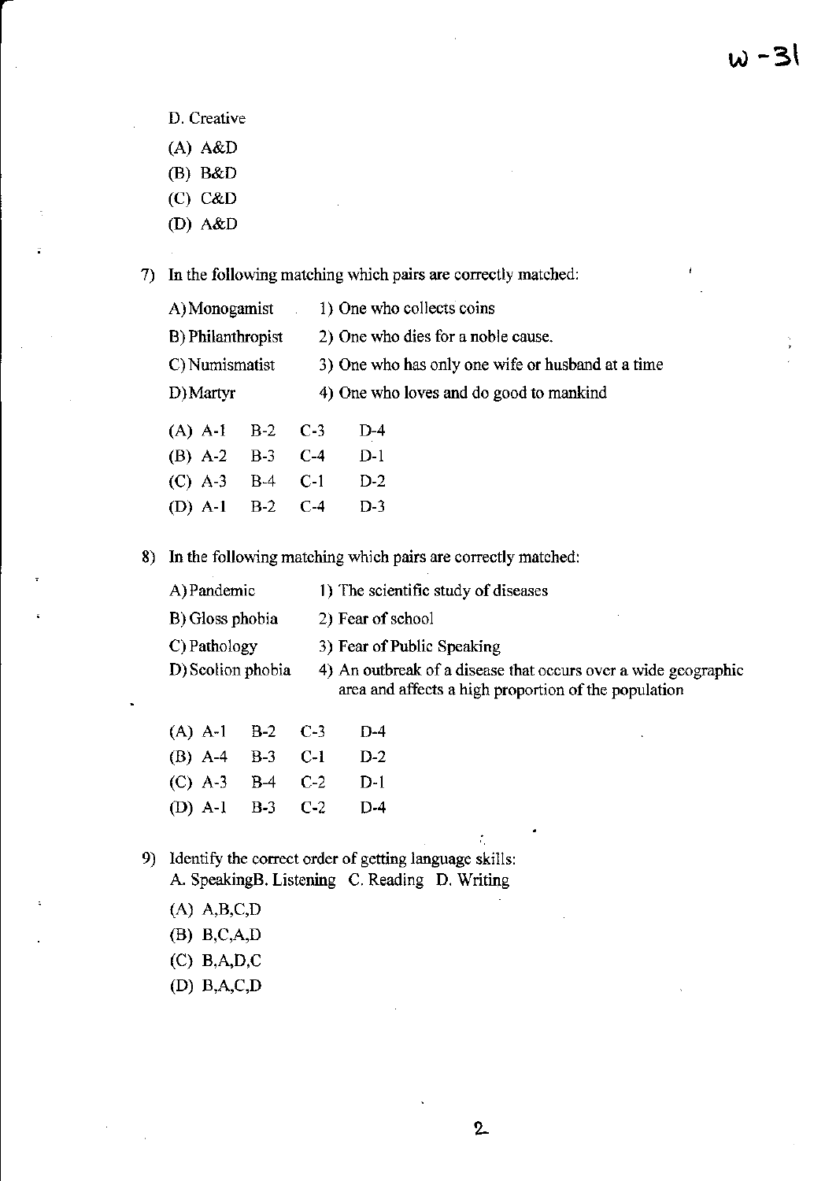D. Creative

(A) A&D

(B) B&D

(C) C&D

(D) A&D

7) In the following matching which pairs are correctly matched:

| | |
|---|---|
| A) Monogamist | 1) One who collects coins |
| B) Philanthropist | 2) One who dies for a noble cause. |
| C) Numismatist | 3) One who has only one wife or husband at a time |
| D) Martyr | 4) One who loves and do good to mankind |

(A) A-1 B-2 C-3 D-4

(B) A-2 B-3 C-4 D-1

(C) A-3 B-4 C-1 D-2

(D) A-1 B-2 C-4 D-3

8) In the following matching which pairs are correctly matched:

| | |
|---|---|
| A) Pandemic | 1) The scientific study of diseases |
| B) Gloss phobia | 2) Fear of school |
| C) Pathology | 3) Fear of Public Speaking |
| D) Scolion phobia | 4) An outbreak of a disease that occurs over a wide geographic area and affects a high proportion of the population |

(A) A-1 B-2 C-3 D-4

(B) A-4 B-3 C-1 D-2

(C) A-3 B-4 C-2 D-1

(D) A-1 B-3 C-2 D-4

9) Identify the correct order of getting language skills:
A. SpeakingB. Listening C. Reading D. Writing

(A) A,B,C,D

(B) B,C,A,D

(C) B,A,D,C

(D) B,A,C,D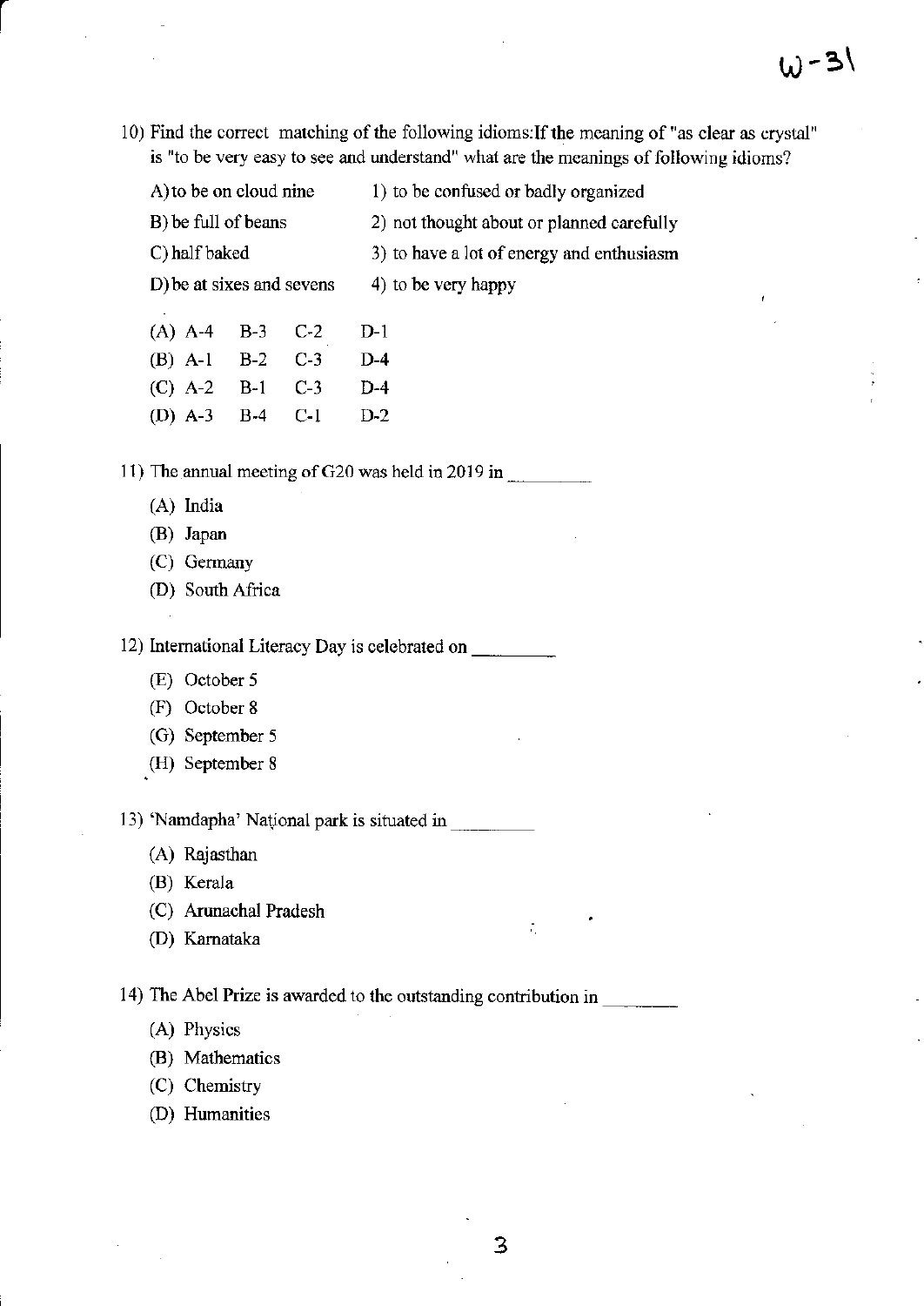10) Find the correct matching of the following idioms:If the meaning of "as clear as crystal" is "to be very easy to see and understand" what are the meanings of following idioms?

| | |
|---|---|
| A) to be on cloud nine | 1) to be confused or badly organized |
| B) be full of beans | 2) not thought about or planned carefully |
| C) half baked | 3) to have a lot of energy and enthusiasm |
| D) be at sixes and sevens | 4) to be very happy |

| | | | | |
|---|---|---|---|---|
| (A) | A-4 | B-3 | C-2 | D-1 |
| (B) | A-1 | B-2 | C-3 | D-4 |
| (C) | A-2 | B-1 | C-3 | D-4 |
| (D) | A-3 | B-4 | C-1 | D-2 |

11) The annual meeting of G20 was held in 2019 in ________

(A) India
(B) Japan
(C) Germany
(D) South Africa

12) International Literacy Day is celebrated on ________

(E) October 5
(F) October 8
(G) September 5
(H) September 8

13) 'Namdapha' National park is situated in ________

(A) Rajasthan
(B) Kerala
(C) Arunachal Pradesh
(D) Karnataka

14) The Abel Prize is awarded to the outstanding contribution in ________

(A) Physics
(B) Mathematics
(C) Chemistry
(D) Humanities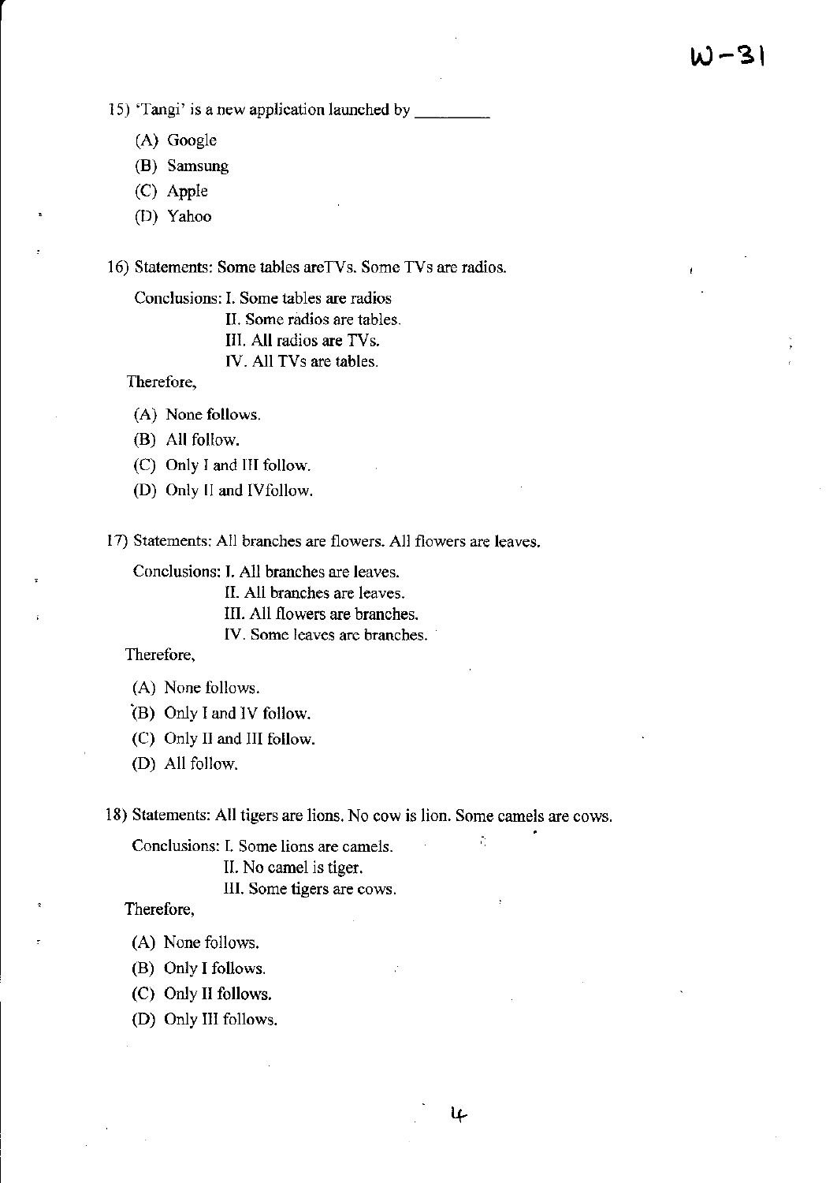15) 'Tangi' is a new application launched by _________

(A) Google

(B) Samsung

(C) Apple

(D) Yahoo

16) Statements: Some tables areTVs. Some TVs are radios.

Conclusions: I. Some tables are radios

II. Some radios are tables.

III. All radios are TVs.

IV. All TVs are tables.

Therefore,

(A) None follows.

(B) All follow.

(C) Only I and III follow.

(D) Only II and IVfollow.

17) Statements: All branches are flowers. All flowers are leaves.

Conclusions: I. All branches are leaves.

II. All branches are leaves.

III. All flowers are branches.

IV. Some leaves are branches.

Therefore,

(A) None follows.

(B) Only I and IV follow.

(C) Only II and III follow.

(D) All follow.

18) Statements: All tigers are lions. No cow is lion. Some camels are cows.

Conclusions: I. Some lions are camels.

II. No camel is tiger.

III. Some tigers are cows.

Therefore,

(A) None follows.

(B) Only I follows.

(C) Only II follows.

(D) Only III follows.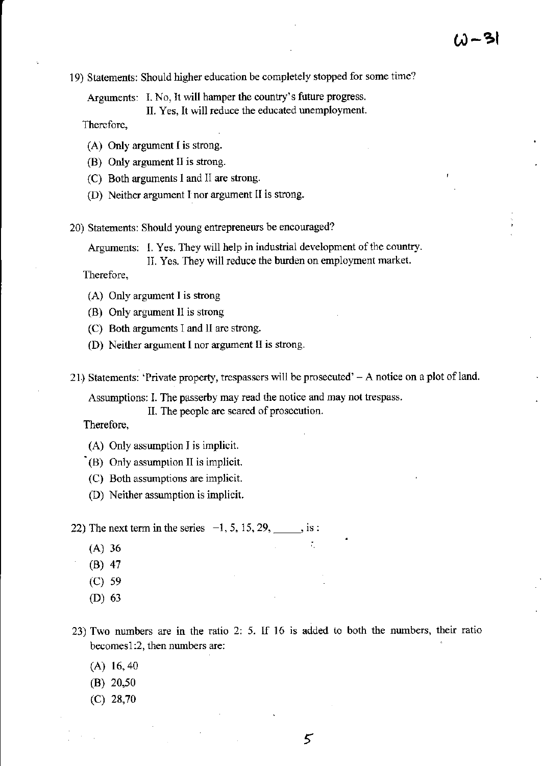19) Statements: Should higher education be completely stopped for some time?

Arguments: I. No, It will hamper the country's future progress.

II. Yes, It will reduce the educated unemployment.

Therefore,

(A) Only argument I is strong.

(B) Only argument II is strong.

(C) Both arguments I and II are strong.

(D) Neither argument I nor argument II is strong.

20) Statements: Should young entrepreneurs be encouraged?

Arguments: I. Yes. They will help in industrial development of the country.

II. Yes. They will reduce the burden on employment market.

Therefore,

(A) Only argument I is strong

(B) Only argument II is strong

(C) Both arguments I and II are strong.

(D) Neither argument I nor argument II is strong.

21) Statements: 'Private property, trespassers will be prosecuted' – A notice on a plot of land.

Assumptions: I. The passerby may read the notice and may not trespass.

II. The people are scared of prosecution.

Therefore,

(A) Only assumption I is implicit.

(B) Only assumption II is implicit.

(C) Both assumptions are implicit.

(D) Neither assumption is implicit.

22) The next term in the series $-1, 5, 15, 29,$ _____, is :

(A) 36

(B) 47

(C) 59

(D) 63

23) Two numbers are in the ratio 2: 5. If 16 is added to both the numbers, their ratio becomes1:2, then numbers are:

(A) 16, 40

(B) 20,50

(C) 28,70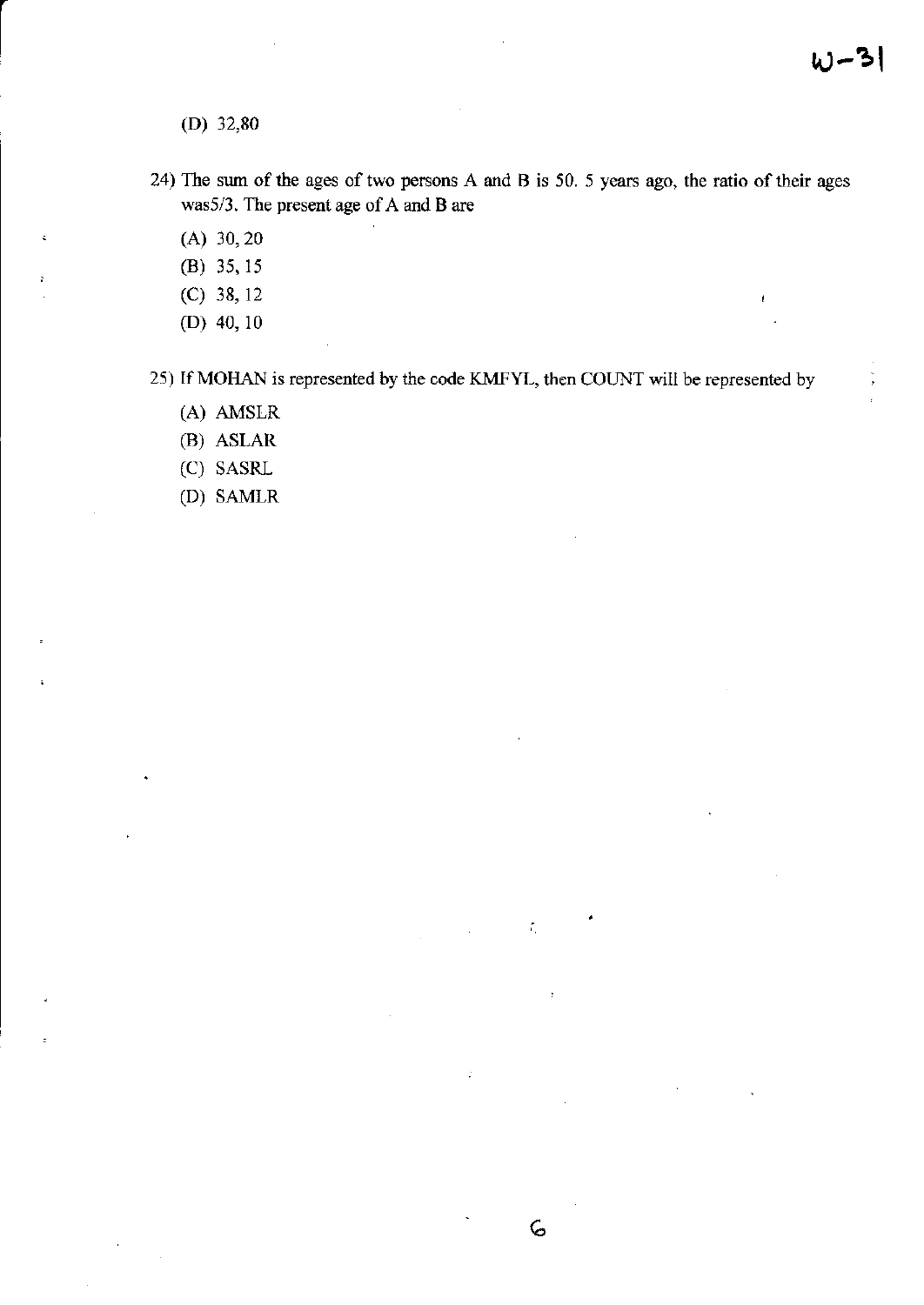(D) 32,80

24) The sum of the ages of two persons A and B is 50. 5 years ago, the ratio of their ages was5/3. The present age of A and B are

(A) 30, 20
(B) 35, 15
(C) 38, 12
(D) 40, 10

25) If MOHAN is represented by the code KMFYL, then COUNT will be represented by

(A) AMSLR
(B) ASLAR
(C) SASRL
(D) SAMLR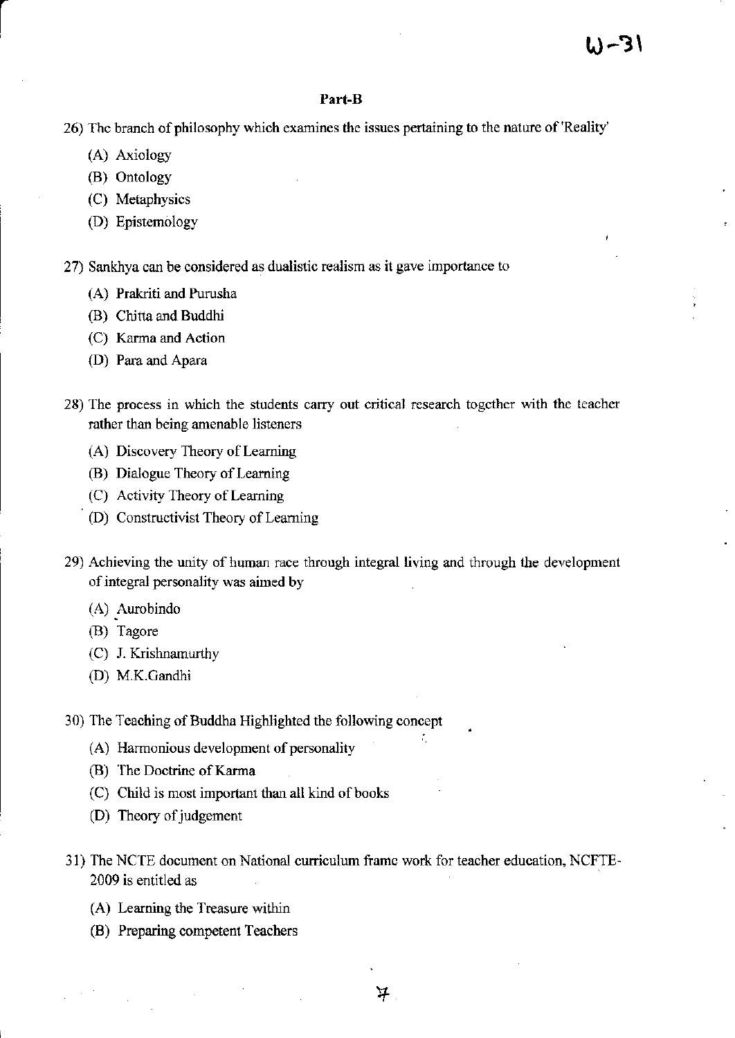**Part-B**

26) The branch of philosophy which examines the issues pertaining to the nature of 'Reality'

   (A) Axiology
   (B) Ontology
   (C) Metaphysics
   (D) Epistemology

27) Sankhya can be considered as dualistic realism as it gave importance to

   (A) Prakriti and Purusha
   (B) Chitta and Buddhi
   (C) Karma and Action
   (D) Para and Apara

28) The process in which the students carry out critical research together with the teacher rather than being amenable listeners

   (A) Discovery Theory of Learning
   (B) Dialogue Theory of Learning
   (C) Activity Theory of Learning
   (D) Constructivist Theory of Learning

29) Achieving the unity of human race through integral living and through the development of integral personality was aimed by

   (A) Aurobindo
   (B) Tagore
   (C) J. Krishnamurthy
   (D) M.K.Gandhi

30) The Teaching of Buddha Highlighted the following concept

   (A) Harmonious development of personality
   (B) The Doctrine of Karma
   (C) Child is most important than all kind of books
   (D) Theory of judgement

31) The NCTE document on National curriculum frame work for teacher education, NCFTE-2009 is entitled as

   (A) Learning the Treasure within
   (B) Preparing competent Teachers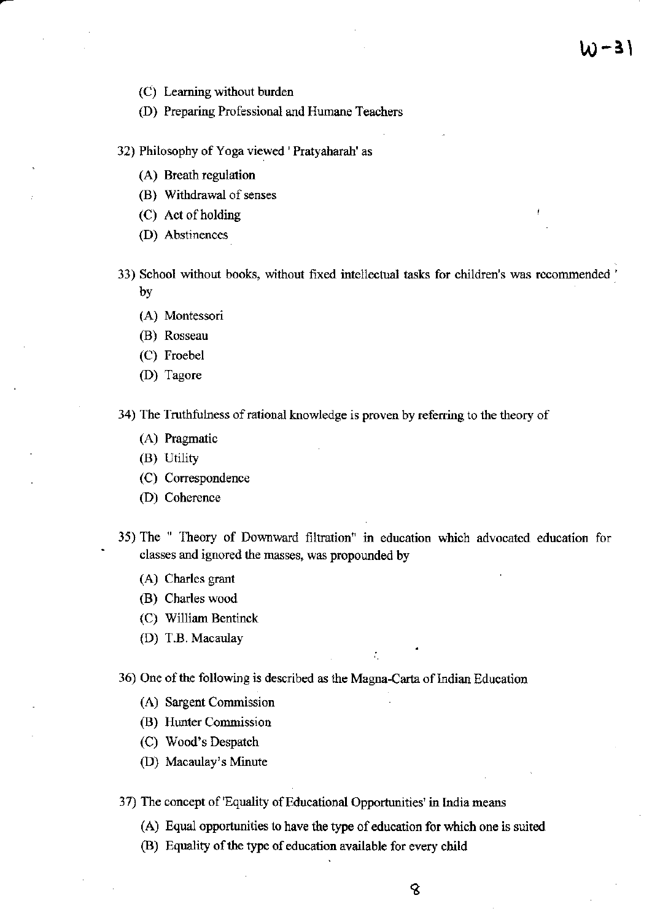(C) Learning without burden

(D) Preparing Professional and Humane Teachers

32) Philosophy of Yoga viewed ' Pratyaharah' as

(A) Breath regulation

(B) Withdrawal of senses

(C) Act of holding

(D) Abstinences

33) School without books, without fixed intellectual tasks for children's was recommended by

(A) Montessori

(B) Rosseau

(C) Froebel

(D) Tagore

34) The Truthfulness of rational knowledge is proven by referring to the theory of

(A) Pragmatic

(B) Utility

(C) Correspondence

(D) Coherence

35) The " Theory of Downward filtration" in education which advocated education for classes and ignored the masses, was propounded by

(A) Charles grant

(B) Charles wood

(C) William Bentinck

(D) T.B. Macaulay

36) One of the following is described as the Magna-Carta of Indian Education

(A) Sargent Commission

(B) Hunter Commission

(C) Wood's Despatch

(D) Macaulay's Minute

37) The concept of 'Equality of Educational Opportunities' in India means

(A) Equal opportunities to have the type of education for which one is suited

(B) Equality of the type of education available for every child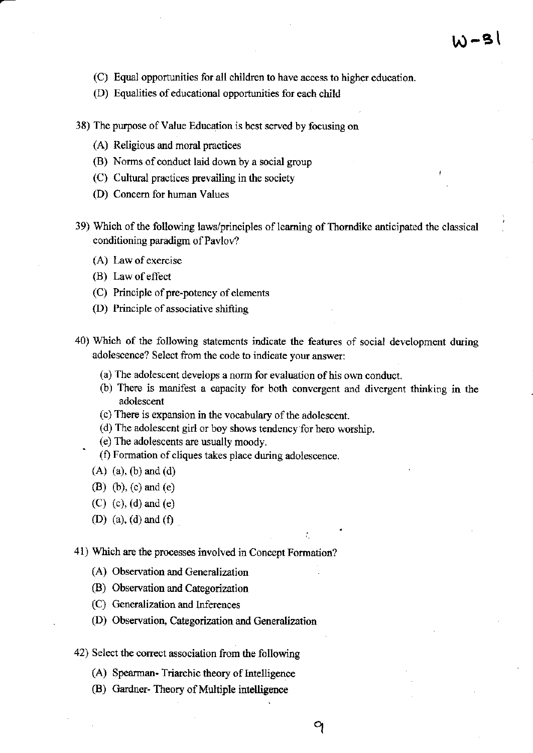(C) Equal opportunities for all children to have access to higher education.

(D) Equalities of educational opportunities for each child

38) The purpose of Value Education is best served by focusing on

(A) Religious and moral practices

(B) Norms of conduct laid down by a social group

(C) Cultural practices prevailing in the society

(D) Concern for human Values

39) Which of the following laws/principles of learning of Thorndike anticipated the classical conditioning paradigm of Pavlov?

(A) Law of exercise

(B) Law of effect

(C) Principle of pre-potency of elements

(D) Principle of associative shifting

40) Which of the following statements indicate the features of social development during adolescence? Select from the code to indicate your answer:

(a) The adolescent develops a norm for evaluation of his own conduct.

(b) There is manifest a capacity for both convergent and divergent thinking in the adolescent

(c) There is expansion in the vocabulary of the adolescent.

(d) The adolescent girl or boy shows tendency for hero worship.

(e) The adolescents are usually moody.

(f) Formation of cliques takes place during adolescence.

(A) (a), (b) and (d)

(B) (b), (c) and (e)

(C) (c), (d) and (e)

(D) (a), (d) and (f)

41) Which are the processes involved in Concept Formation?

(A) Observation and Generalization

(B) Observation and Categorization

(C) Generalization and Inferences

(D) Observation, Categorization and Generalization

42) Select the correct association from the following

(A) Spearman- Triarchic theory of Intelligence

(B) Gardner- Theory of Multiple intelligence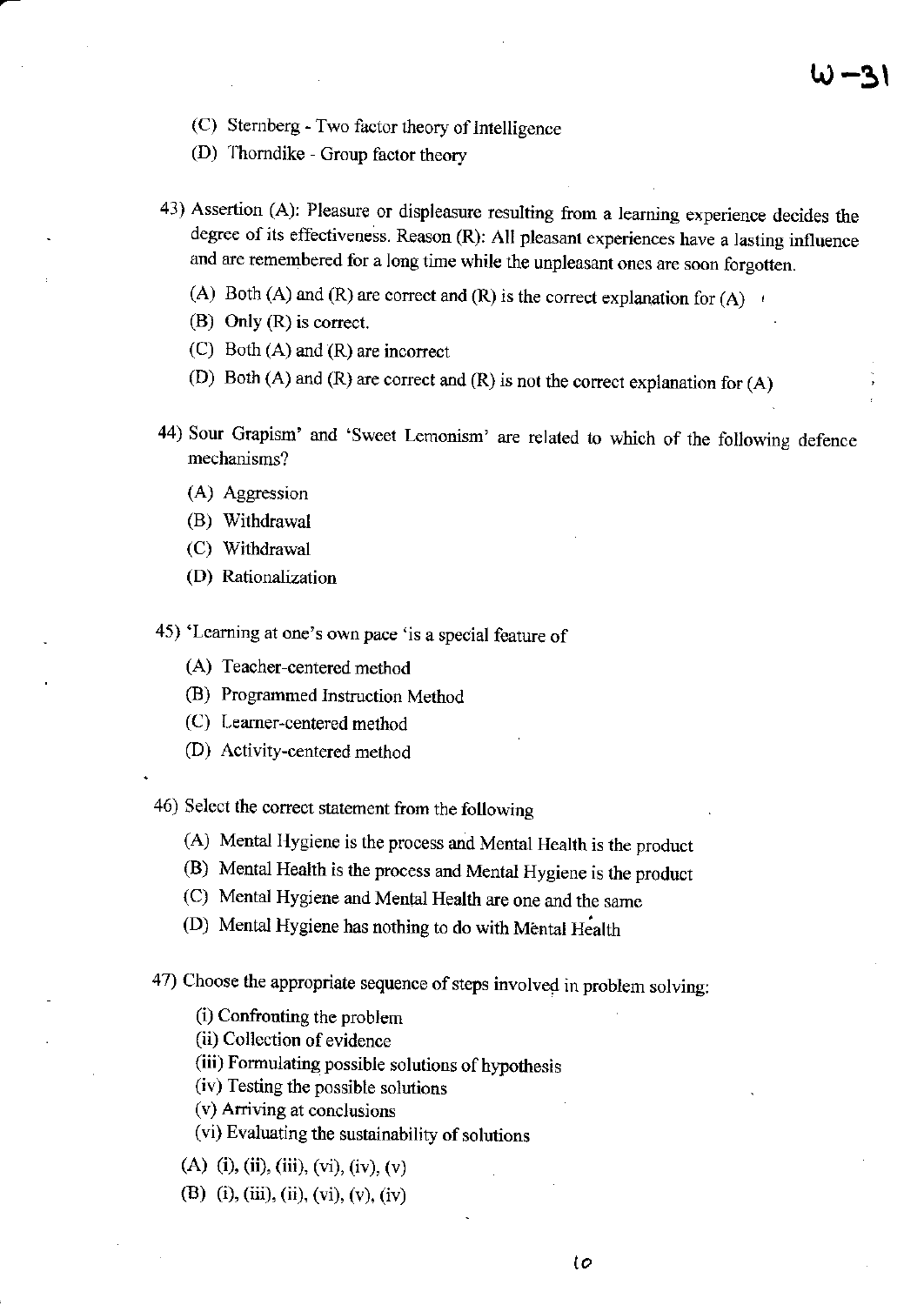(C) Sternberg - Two factor theory of Intelligence

(D) Thorndike - Group factor theory

43) Assertion (A): Pleasure or displeasure resulting from a learning experience decides the degree of its effectiveness. Reason (R): All pleasant experiences have a lasting influence and are remembered for a long time while the unpleasant ones are soon forgotten.

(A) Both (A) and (R) are correct and (R) is the correct explanation for (A)

(B) Only (R) is correct.

(C) Both (A) and (R) are incorrect

(D) Both (A) and (R) are correct and (R) is not the correct explanation for (A)

44) Sour Grapism' and 'Sweet Lemonism' are related to which of the following defence mechanisms?

(A) Aggression

(B) Withdrawal

(C) Withdrawal

(D) Rationalization

45) 'Learning at one's own pace 'is a special feature of

(A) Teacher-centered method

(B) Programmed Instruction Method

(C) Learner-centered method

(D) Activity-centered method

46) Select the correct statement from the following

(A) Mental Hygiene is the process and Mental Health is the product

(B) Mental Health is the process and Mental Hygiene is the product

(C) Mental Hygiene and Mental Health are one and the same

(D) Mental Hygiene has nothing to do with Mental Health

47) Choose the appropriate sequence of steps involved in problem solving:

(i) Confronting the problem
(ii) Collection of evidence
(iii) Formulating possible solutions of hypothesis
(iv) Testing the possible solutions
(v) Arriving at conclusions
(vi) Evaluating the sustainability of solutions

(A) (i), (ii), (iii), (vi), (iv), (v)

(B) (i), (iii), (ii), (vi), (v), (iv)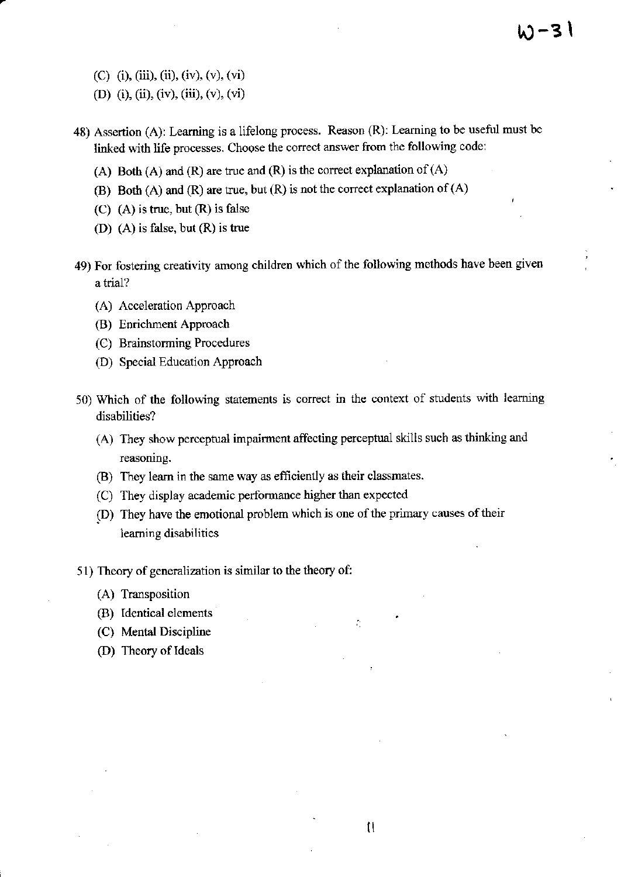(C) (i), (iii), (ii), (iv), (v), (vi)

(D) (i), (ii), (iv), (iii), (v), (vi)

48) Assertion (A): Learning is a lifelong process. Reason (R): Learning to be useful must be linked with life processes. Choose the correct answer from the following code:

   (A) Both (A) and (R) are true and (R) is the correct explanation of (A)

   (B) Both (A) and (R) are true, but (R) is not the correct explanation of (A)

   (C) (A) is true, but (R) is false

   (D) (A) is false, but (R) is true

49) For fostering creativity among children which of the following methods have been given a trial?

   (A) Acceleration Approach

   (B) Enrichment Approach

   (C) Brainstorming Procedures

   (D) Special Education Approach

50) Which of the following statements is correct in the context of students with learning disabilities?

   (A) They show perceptual impairment affecting perceptual skills such as thinking and reasoning.

   (B) They learn in the same way as efficiently as their classmates.

   (C) They display academic performance higher than expected

   (D) They have the emotional problem which is one of the primary causes of their learning disabilities

51) Theory of generalization is similar to the theory of:

   (A) Transposition

   (B) Identical elements

   (C) Mental Discipline

   (D) Theory of Ideals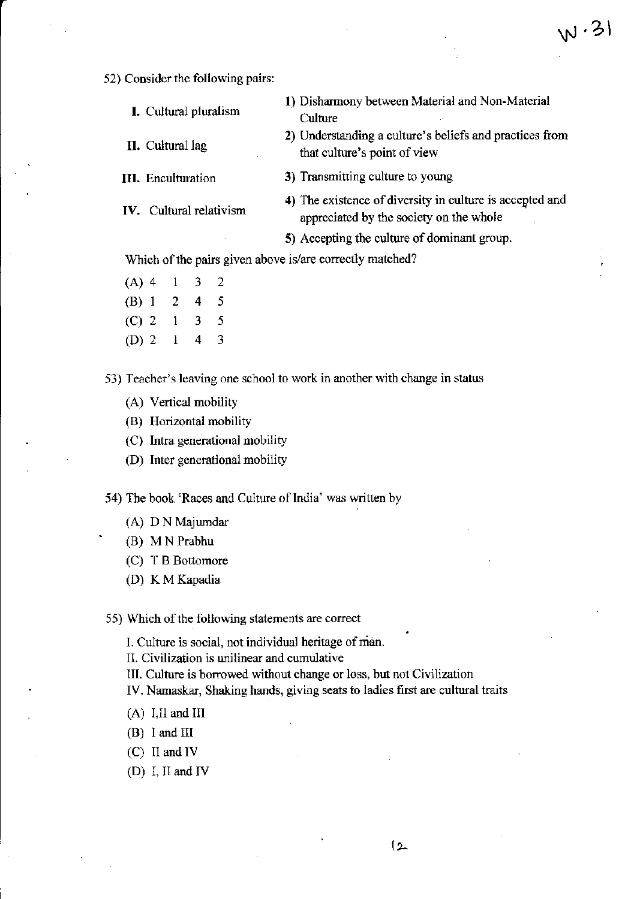52) Consider the following pairs:

| | |
|---|---|
| **I.** Cultural pluralism | **1)** Disharmony between Material and Non-Material Culture |
| **II.** Cultural lag | **2)** Understanding a culture's beliefs and practices from that culture's point of view |
| **III.** Enculturation | **3)** Transmitting culture to young |
| **IV.** Cultural relativism | **4)** The existence of diversity in culture is accepted and appreciated by the society on the whole |
| | **5)** Accepting the culture of dominant group. |

Which of the pairs given above is/are correctly matched?

(A) 4 1 3 2
(B) 1 2 4 5
(C) 2 1 3 5
(D) 2 1 4 3

53) Teacher's leaving one school to work in another with change in status

(A) Vertical mobility
(B) Horizontal mobility
(C) Intra generational mobility
(D) Inter generational mobility

54) The book 'Races and Culture of India' was written by

(A) D N Majumdar
(B) M N Prabhu
(C) T B Bottomore
(D) K M Kapadia

55) Which of the following statements are correct

I. Culture is social, not individual heritage of man.
II. Civilization is unilinear and cumulative
III. Culture is borrowed without change or loss, but not Civilization
IV. Namaskar, Shaking hands, giving seats to ladies first are cultural traits

(A) I,II and III
(B) I and III
(C) II and IV
(D) I, II and IV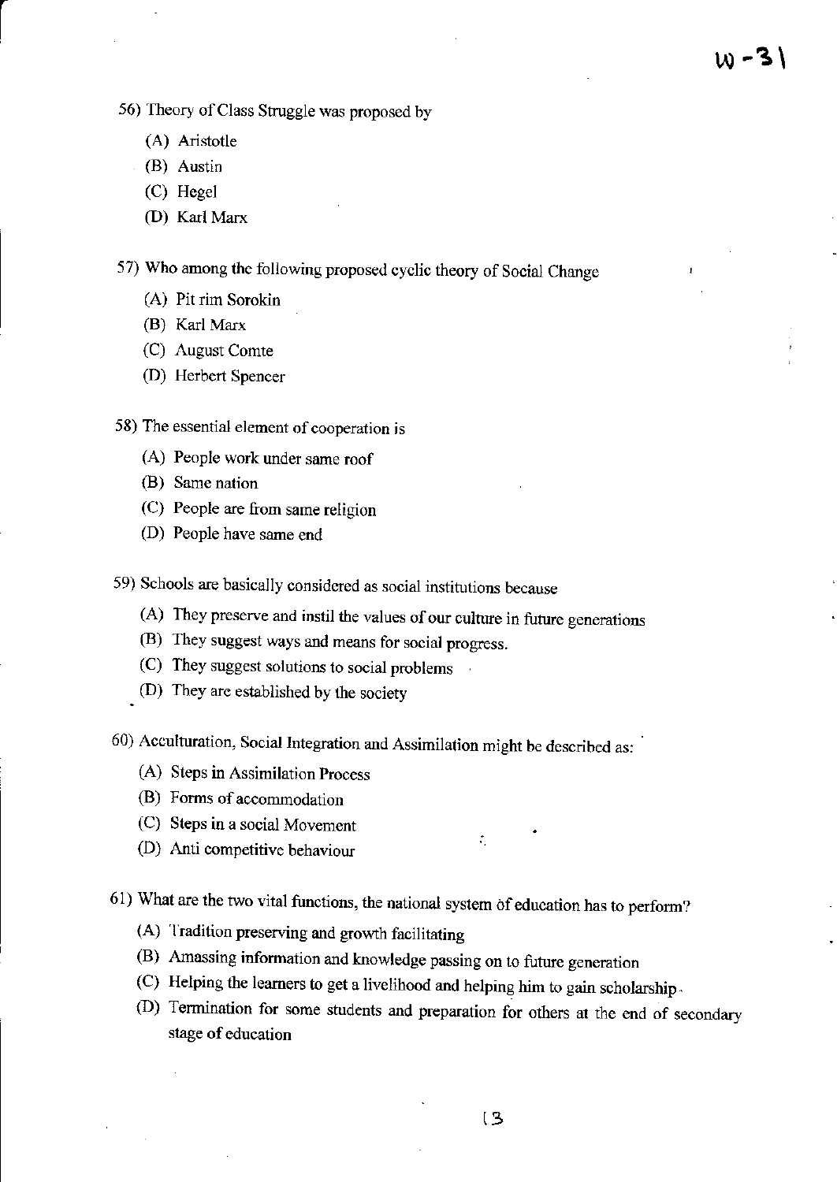56) Theory of Class Struggle was proposed by

(A) Aristotle
(B) Austin
(C) Hegel
(D) Karl Marx

57) Who among the following proposed cyclic theory of Social Change

(A) Pit rim Sorokin
(B) Karl Marx
(C) August Comte
(D) Herbert Spencer

58) The essential element of cooperation is

(A) People work under same roof
(B) Same nation
(C) People are from same religion
(D) People have same end

59) Schools are basically considered as social institutions because

(A) They preserve and instil the values of our culture in future generations
(B) They suggest ways and means for social progress.
(C) They suggest solutions to social problems
(D) They are established by the society

60) Acculturation, Social Integration and Assimilation might be described as:

(A) Steps in Assimilation Process
(B) Forms of accommodation
(C) Steps in a social Movement
(D) Anti competitive behaviour

61) What are the two vital functions, the national system of education has to perform?

(A) Tradition preserving and growth facilitating
(B) Amassing information and knowledge passing on to future generation
(C) Helping the learners to get a livelihood and helping him to gain scholarship.
(D) Termination for some students and preparation for others at the end of secondary stage of education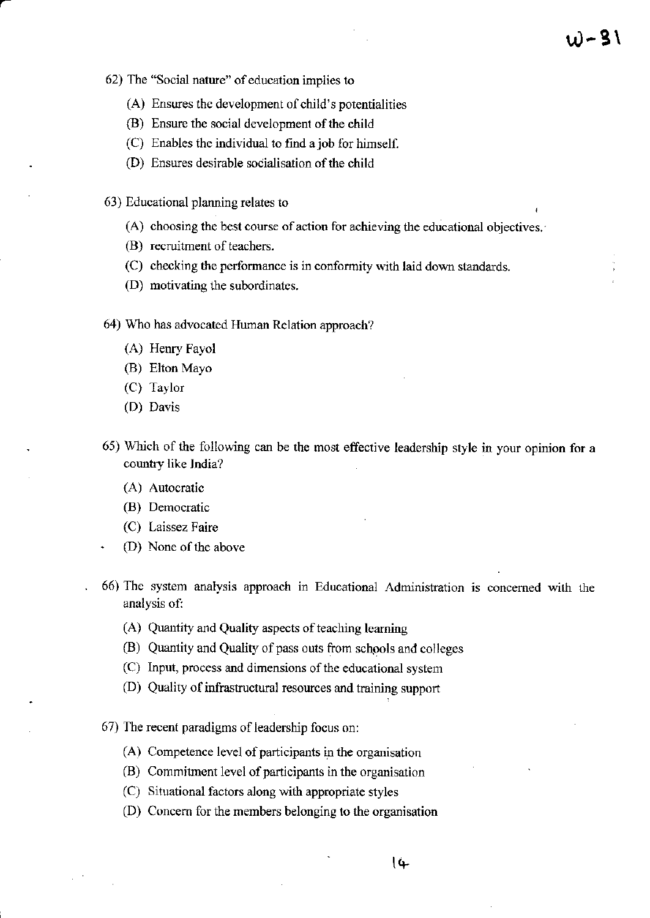62) The "Social nature" of education implies to

(A) Ensures the development of child's potentialities
(B) Ensure the social development of the child
(C) Enables the individual to find a job for himself.
(D) Ensures desirable socialisation of the child

63) Educational planning relates to

(A) choosing the best course of action for achieving the educational objectives.
(B) recruitment of teachers.
(C) checking the performance is in conformity with laid down standards.
(D) motivating the subordinates.

64) Who has advocated Human Relation approach?

(A) Henry Fayol
(B) Elton Mayo
(C) Taylor
(D) Davis

65) Which of the following can be the most effective leadership style in your opinion for a country like India?

(A) Autocratic
(B) Democratic
(C) Laissez Faire
(D) None of the above

66) The system analysis approach in Educational Administration is concerned with the analysis of:

(A) Quantity and Quality aspects of teaching learning
(B) Quantity and Quality of pass outs from schools and colleges
(C) Input, process and dimensions of the educational system
(D) Quality of infrastructural resources and training support

67) The recent paradigms of leadership focus on:

(A) Competence level of participants in the organisation
(B) Commitment level of participants in the organisation
(C) Situational factors along with appropriate styles
(D) Concern for the members belonging to the organisation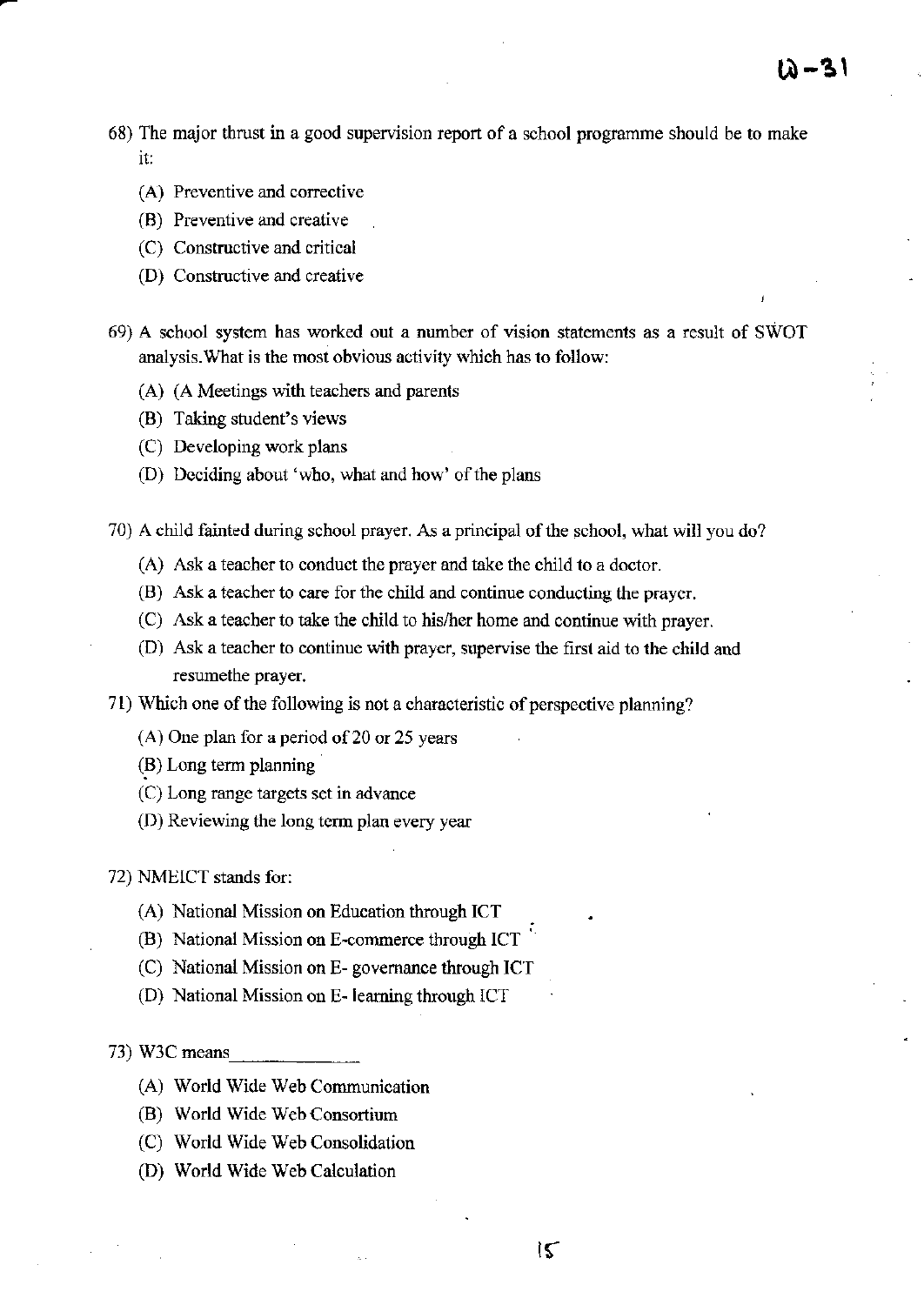68) The major thrust in a good supervision report of a school programme should be to make it:

(A) Preventive and corrective
(B) Preventive and creative
(C) Constructive and critical
(D) Constructive and creative

69) A school system has worked out a number of vision statements as a result of SWOT analysis.What is the most obvious activity which has to follow:

(A) (A Meetings with teachers and parents
(B) Taking student's views
(C) Developing work plans
(D) Deciding about 'who, what and how' of the plans

70) A child fainted during school prayer. As a principal of the school, what will you do?

(A) Ask a teacher to conduct the prayer and take the child to a doctor.
(B) Ask a teacher to care for the child and continue conducting the prayer.
(C) Ask a teacher to take the child to his/her home and continue with prayer.
(D) Ask a teacher to continue with prayer, supervise the first aid to the child and resumethe prayer.

71) Which one of the following is not a characteristic of perspective planning?

(A) One plan for a period of 20 or 25 years
(B) Long term planning
(C) Long range targets set in advance
(D) Reviewing the long term plan every year

72) NMEICT stands for:

(A) National Mission on Education through ICT
(B) National Mission on E-commerce through ICT
(C) National Mission on E- governance through ICT
(D) National Mission on E- learning through ICT

73) W3C means______________

(A) World Wide Web Communication
(B) World Wide Web Consortium
(C) World Wide Web Consolidation
(D) World Wide Web Calculation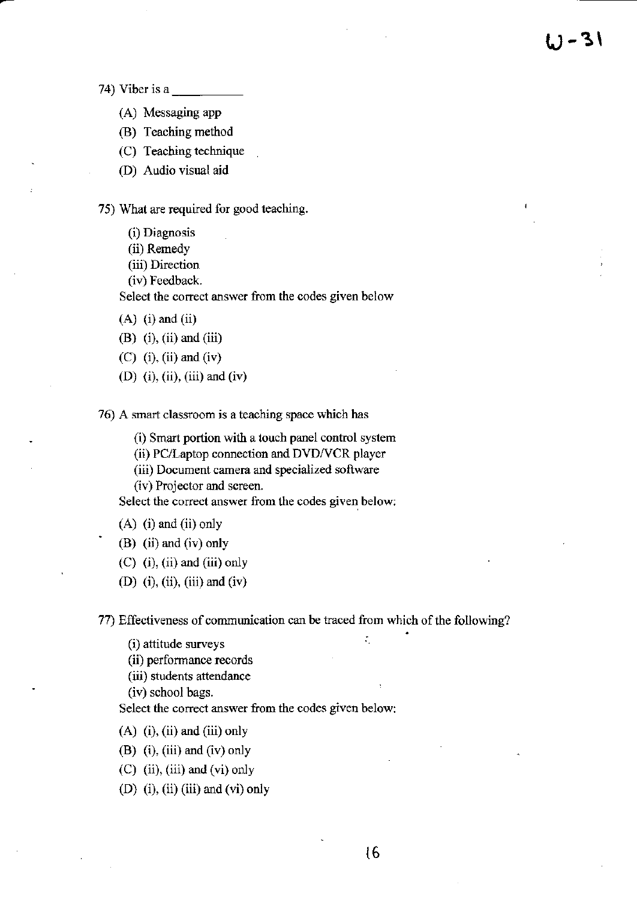74) Viber is a __________

(A) Messaging app

(B) Teaching method

(C) Teaching technique

(D) Audio visual aid

75) What are required for good teaching.

(i) Diagnosis
(ii) Remedy
(iii) Direction
(iv) Feedback.

Select the correct answer from the codes given below

(A) (i) and (ii)

(B) (i), (ii) and (iii)

(C) (i), (ii) and (iv)

(D) (i), (ii), (iii) and (iv)

76) A smart classroom is a teaching space which has

(i) Smart portion with a touch panel control system
(ii) PC/Laptop connection and DVD/VCR player
(iii) Document camera and specialized software
(iv) Projector and screen.

Select the correct answer from the codes given below:

(A) (i) and (ii) only

(B) (ii) and (iv) only

(C) (i), (ii) and (iii) only

(D) (i), (ii), (iii) and (iv)

77) Effectiveness of communication can be traced from which of the following?

(i) attitude surveys
(ii) performance records
(iii) students attendance
(iv) school bags.

Select the correct answer from the codes given below:

(A) (i), (ii) and (iii) only

(B) (i), (iii) and (iv) only

(C) (ii), (iii) and (vi) only

(D) (i), (ii) (iii) and (vi) only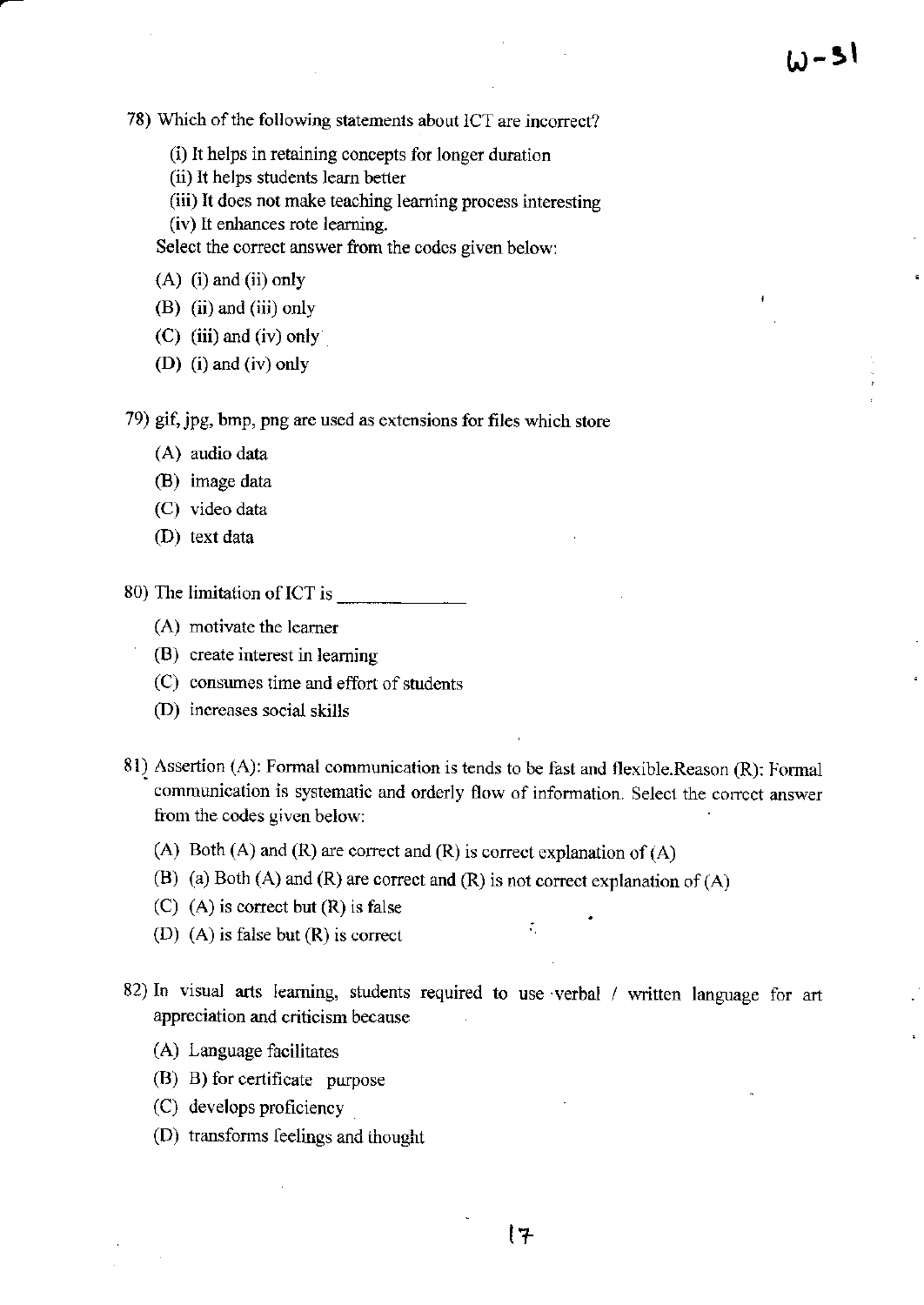78) Which of the following statements about ICT are incorrect?

(i) It helps in retaining concepts for longer duration
(ii) It helps students learn better
(iii) It does not make teaching learning process interesting
(iv) It enhances rote learning.

Select the correct answer from the codes given below:

(A) (i) and (ii) only
(B) (ii) and (iii) only
(C) (iii) and (iv) only
(D) (i) and (iv) only

79) gif, jpg, bmp, png are used as extensions for files which store

(A) audio data
(B) image data
(C) video data
(D) text data

80) The limitation of ICT is ____________

(A) motivate the learner
(B) create interest in learning
(C) consumes time and effort of students
(D) increases social skills

81) Assertion (A): Formal communication is tends to be fast and flexible.Reason (R): Formal communication is systematic and orderly flow of information. Select the correct answer from the codes given below:

(A) Both (A) and (R) are correct and (R) is correct explanation of (A)
(B) (a) Both (A) and (R) are correct and (R) is not correct explanation of (A)
(C) (A) is correct but (R) is false
(D) (A) is false but (R) is correct

82) In visual arts learning, students required to use verbal / written language for art appreciation and criticism because

(A) Language facilitates
(B) B) for certificate purpose
(C) develops proficiency
(D) transforms feelings and thought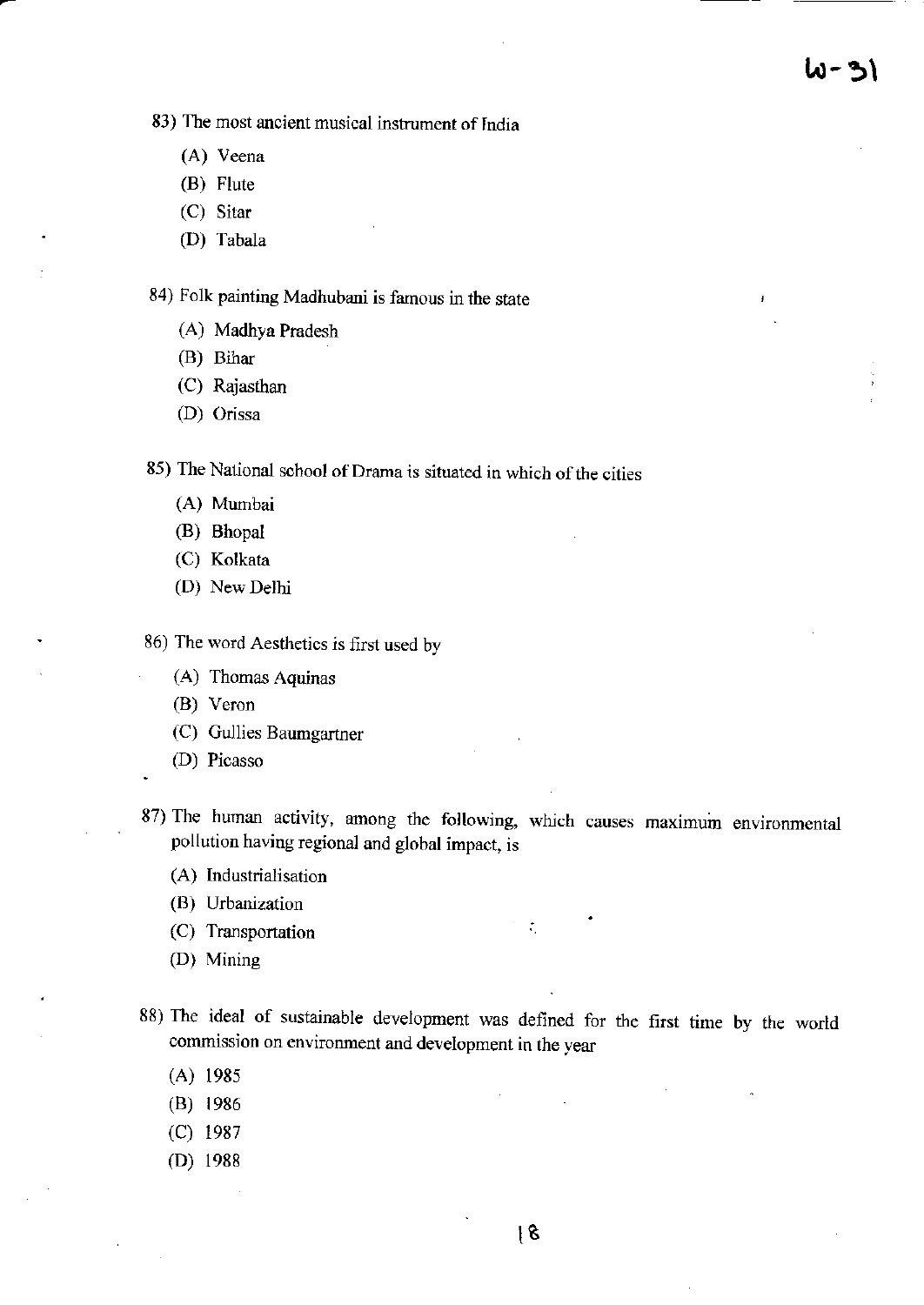83) The most ancient musical instrument of India

(A) Veena
(B) Flute
(C) Sitar
(D) Tabala

84) Folk painting Madhubani is famous in the state

(A) Madhya Pradesh
(B) Bihar
(C) Rajasthan
(D) Orissa

85) The National school of Drama is situated in which of the cities

(A) Mumbai
(B) Bhopal
(C) Kolkata
(D) New Delhi

86) The word Aesthetics is first used by

(A) Thomas Aquinas
(B) Veron
(C) Gullies Baumgartner
(D) Picasso

87) The human activity, among the following, which causes maximum environmental pollution having regional and global impact, is

(A) Industrialisation
(B) Urbanization
(C) Transportation
(D) Mining

88) The ideal of sustainable development was defined for the first time by the world commission on environment and development in the year

(A) 1985
(B) 1986
(C) 1987
(D) 1988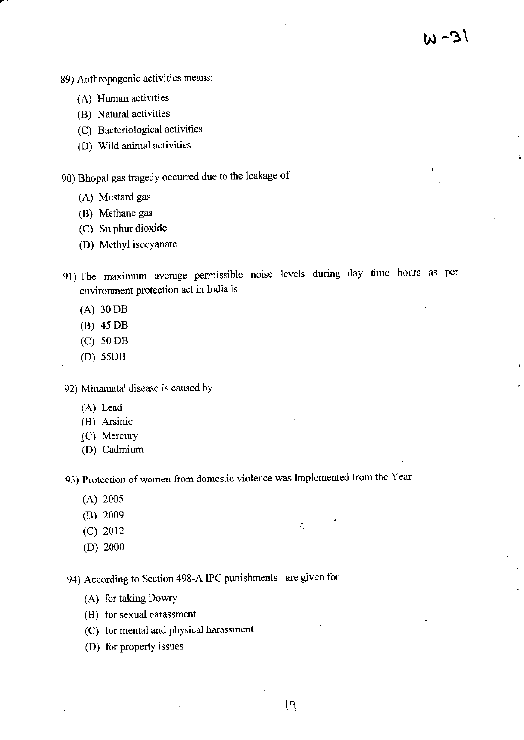89) Anthropogenic activities means:

- (A) Human activities
- (B) Natural activities
- (C) Bacteriological activities
- (D) Wild animal activities

90) Bhopal gas tragedy occurred due to the leakage of

- (A) Mustard gas
- (B) Methane gas
- (C) Sulphur dioxide
- (D) Methyl isocyanate

91) The maximum average permissible noise levels during day time hours as per environment protection act in India is

- (A) 30 DB
- (B) 45 DB
- (C) 50 DB
- (D) 55DB

92) Minamata' disease is caused by

- (A) Lead
- (B) Arsinic
- (C) Mercury
- (D) Cadmium

93) Protection of women from domestic violence was Implemented from the Year

- (A) 2005
- (B) 2009
- (C) 2012
- (D) 2000

94) According to Section 498-A IPC punishments are given for

- (A) for taking Dowry
- (B) for sexual harassment
- (C) for mental and physical harassment
- (D) for property issues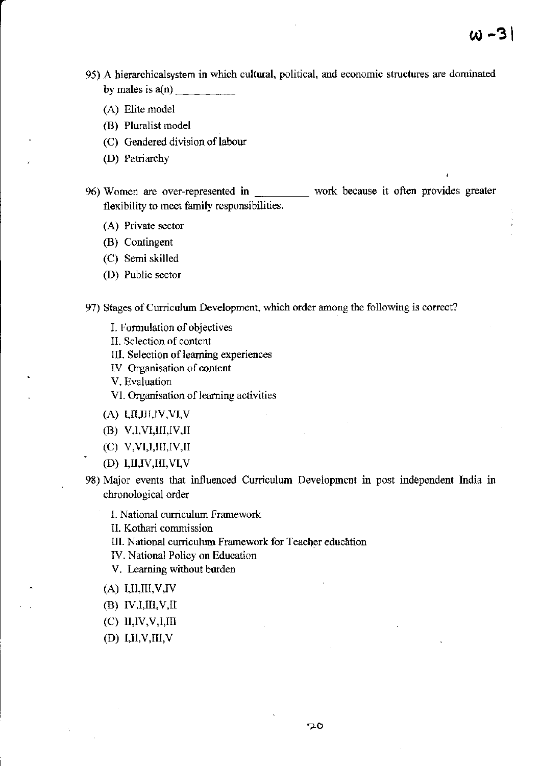95) A hierarchicalsystem in which cultural, political, and economic structures are dominated by males is a(n) ________

(A) Elite model

(B) Pluralist model

(C) Gendered division of labour

(D) Patriarchy

96) Women are over-represented in _________ work because it often provides greater flexibility to meet family responsibilities.

(A) Private sector

(B) Contingent

(C) Semi skilled

(D) Public sector

97) Stages of Curriculum Development, which order among the following is correct?

I. Formulation of objectives
II. Selection of content
III. Selection of learning experiences
IV. Organisation of content
V. Evaluation
VI. Organisation of learning activities

(A) I,II,III,IV,VI,V

(B) V,I,VI,III,IV,II

(C) V,VI,I,III,IV,II

(D) I,II,IV,III,VI,V

98) Major events that influenced Curriculum Development in post independent India in chronological order

I. National curriculum Framework
II. Kothari commission
III. National curriculum Framework for Teacher education
IV. National Policy on Education
V. Learning without burden

(A) I,II,III,V,IV

(B) IV,I,III,V,II

(C) II,IV,V,I,III

(D) I,II,V,III,V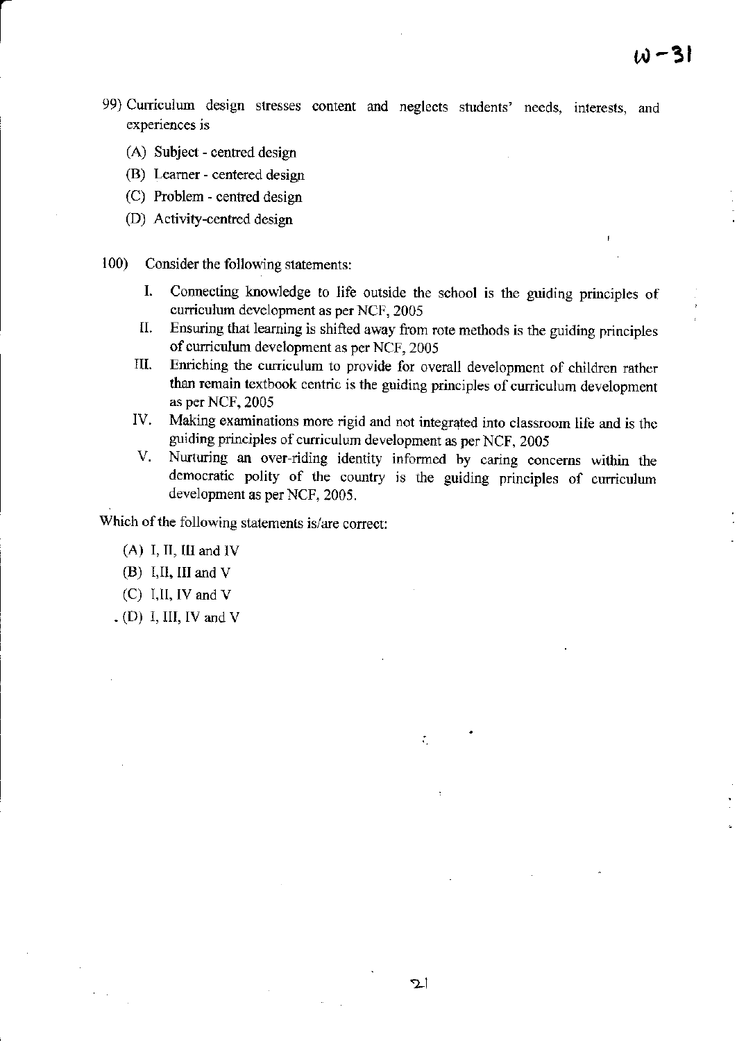99) Curriculum design stresses content and neglects students' needs, interests, and experiences is

(A) Subject - centred design

(B) Learner - centered design

(C) Problem - centred design

(D) Activity-centred design

100) Consider the following statements:

I. Connecting knowledge to life outside the school is the guiding principles of curriculum development as per NCF, 2005

II. Ensuring that learning is shifted away from rote methods is the guiding principles of curriculum development as per NCF, 2005

III. Enriching the curriculum to provide for overall development of children rather than remain textbook centric is the guiding principles of curriculum development as per NCF, 2005

IV. Making examinations more rigid and not integrated into classroom life and is the guiding principles of curriculum development as per NCF, 2005

V. Nurturing an over-riding identity informed by caring concerns within the democratic polity of the country is the guiding principles of curriculum development as per NCF, 2005.

Which of the following statements is/are correct:

(A) I, II, III and IV

(B) I,II, III and V

(C) I,II, IV and V

(D) I, III, IV and V